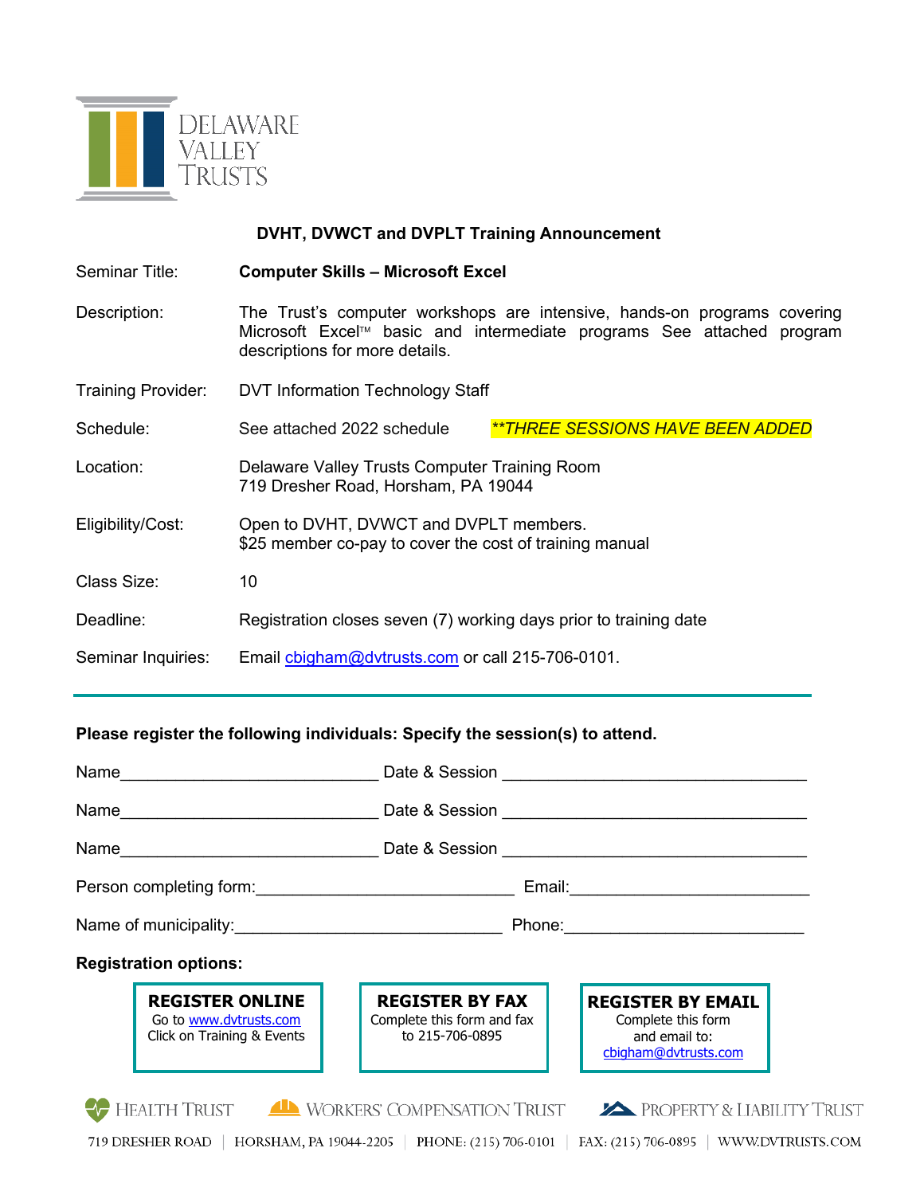DELAWARE VALLEY TRUSTS

**DVHT, DVWCT and DVPLT Training Announcement**

| | |
|---|---|
| Seminar Title: | **Computer Skills – Microsoft Excel** |
| Description: | The Trust's computer workshops are intensive, hands-on programs covering Microsoft Excel™ basic and intermediate programs See attached program descriptions for more details. |
| Training Provider: | DVT Information Technology Staff |
| Schedule: | See attached 2022 schedule *\*\*THREE SESSIONS HAVE BEEN ADDED* |
| Location: | Delaware Valley Trusts Computer Training Room<br>719 Dresher Road, Horsham, PA 19044 |
| Eligibility/Cost: | Open to DVHT, DVWCT and DVPLT members.<br>$25 member co-pay to cover the cost of training manual |
| Class Size: | 10 |
| Deadline: | Registration closes seven (7) working days prior to training date |
| Seminar Inquiries: | Email cbigham@dvtrusts.com or call 215-706-0101. |

---

**Please register the following individuals: Specify the session(s) to attend.**

Name____________________________ Date & Session ________________________________

Name____________________________ Date & Session ________________________________

Name____________________________ Date & Session ________________________________

Person completing form:____________________________ Email:__________________________

Name of municipality:____________________________ Phone:__________________________

**Registration options:**

| **REGISTER ONLINE** | **REGISTER BY FAX** | **REGISTER BY EMAIL** |
|---|---|---|
| Go to www.dvtrusts.com<br>Click on Training & Events | Complete this form and fax to 215-706-0895 | Complete this form and email to:<br>cbigham@dvtrusts.com |

HEALTH TRUST | WORKERS' COMPENSATION TRUST | PROPERTY & LIABILITY TRUST

719 DRESHER ROAD | HORSHAM, PA 19044-2205 | PHONE: (215) 706-0101 | FAX: (215) 706-0895 | WWW.DVTRUSTS.COM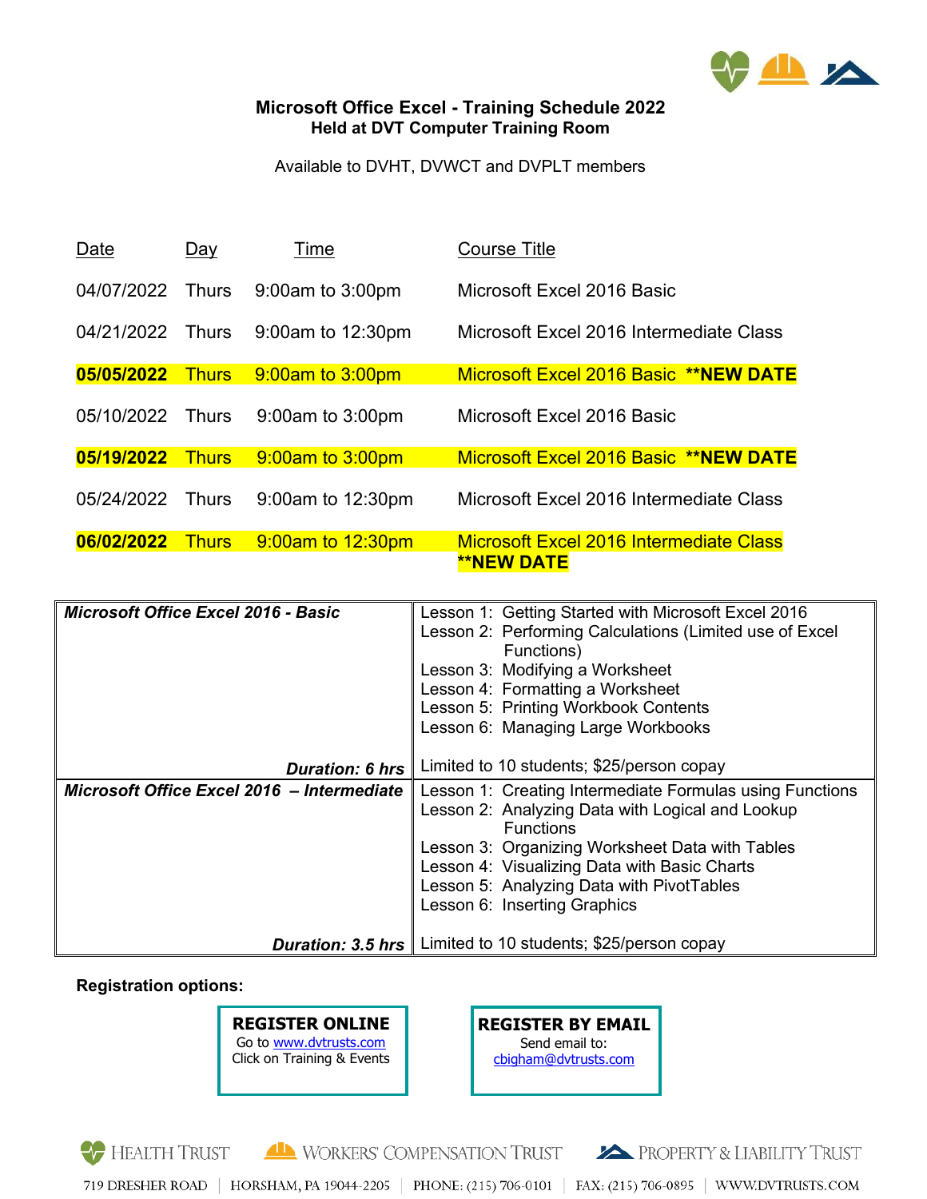**Microsoft Office Excel - Training Schedule 2022**
**Held at DVT Computer Training Room**

Available to DVHT, DVWCT and DVPLT members

| Date | Day | Time | Course Title |
|---|---|---|---|
| 04/07/2022 | Thurs | 9:00am to 3:00pm | Microsoft Excel 2016 Basic |
| 04/21/2022 | Thurs | 9:00am to 12:30pm | Microsoft Excel 2016 Intermediate Class |
| **05/05/2022** | Thurs | 9:00am to 3:00pm | Microsoft Excel 2016 Basic **NEW DATE** |
| 05/10/2022 | Thurs | 9:00am to 3:00pm | Microsoft Excel 2016 Basic |
| **05/19/2022** | Thurs | 9:00am to 3:00pm | Microsoft Excel 2016 Basic **NEW DATE** |
| 05/24/2022 | Thurs | 9:00am to 12:30pm | Microsoft Excel 2016 Intermediate Class |
| **06/02/2022** | Thurs | 9:00am to 12:30pm | Microsoft Excel 2016 Intermediate Class **NEW DATE** |

| | |
|---|---|
| ***Microsoft Office Excel 2016 - Basic*** <br><br> ***Duration: 6 hrs*** | Lesson 1: Getting Started with Microsoft Excel 2016 <br> Lesson 2: Performing Calculations (Limited use of Excel Functions) <br> Lesson 3: Modifying a Worksheet <br> Lesson 4: Formatting a Worksheet <br> Lesson 5: Printing Workbook Contents <br> Lesson 6: Managing Large Workbooks <br><br> Limited to 10 students; $25/person copay |
| ***Microsoft Office Excel 2016 – Intermediate*** <br><br> ***Duration: 3.5 hrs*** | Lesson 1: Creating Intermediate Formulas using Functions <br> Lesson 2: Analyzing Data with Logical and Lookup Functions <br> Lesson 3: Organizing Worksheet Data with Tables <br> Lesson 4: Visualizing Data with Basic Charts <br> Lesson 5: Analyzing Data with PivotTables <br> Lesson 6: Inserting Graphics <br><br> Limited to 10 students; $25/person copay |

**Registration options:**

**REGISTER ONLINE**
Go to www.dvtrusts.com
Click on Training & Events

**REGISTER BY EMAIL**
Send email to:
cbigham@dvtrusts.com

HEALTH TRUST | WORKERS' COMPENSATION TRUST | PROPERTY & LIABILITY TRUST

719 DRESHER ROAD | HORSHAM, PA 19044-2205 | PHONE: (215) 706-0101 | FAX: (215) 706-0895 | WWW.DVTRUSTS.COM